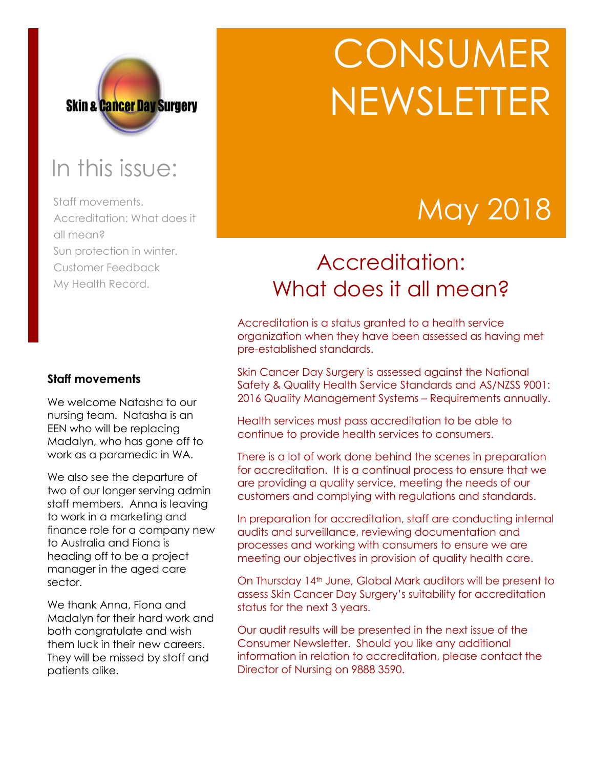Skin & Cancer Day Surgery

# CONSUMER NEWSLETTER

May 2018

## In this issue:

Staff movements.
Accreditation: What does it all mean?
Sun protection in winter.
Customer Feedback
My Health Record.

### Staff movements

We welcome Natasha to our nursing team. Natasha is an EEN who will be replacing Madalyn, who has gone off to work as a paramedic in WA.

We also see the departure of two of our longer serving admin staff members. Anna is leaving to work in a marketing and finance role for a company new to Australia and Fiona is heading off to be a project manager in the aged care sector.

We thank Anna, Fiona and Madalyn for their hard work and both congratulate and wish them luck in their new careers. They will be missed by staff and patients alike.

## Accreditation: What does it all mean?

Accreditation is a status granted to a health service organization when they have been assessed as having met pre-established standards.

Skin Cancer Day Surgery is assessed against the National Safety & Quality Health Service Standards and AS/NZSS 9001: 2016 Quality Management Systems – Requirements annually.

Health services must pass accreditation to be able to continue to provide health services to consumers.

There is a lot of work done behind the scenes in preparation for accreditation. It is a continual process to ensure that we are providing a quality service, meeting the needs of our customers and complying with regulations and standards.

In preparation for accreditation, staff are conducting internal audits and surveillance, reviewing documentation and processes and working with consumers to ensure we are meeting our objectives in provision of quality health care.

On Thursday 14th June, Global Mark auditors will be present to assess Skin Cancer Day Surgery's suitability for accreditation status for the next 3 years.

Our audit results will be presented in the next issue of the Consumer Newsletter. Should you like any additional information in relation to accreditation, please contact the Director of Nursing on 9888 3590.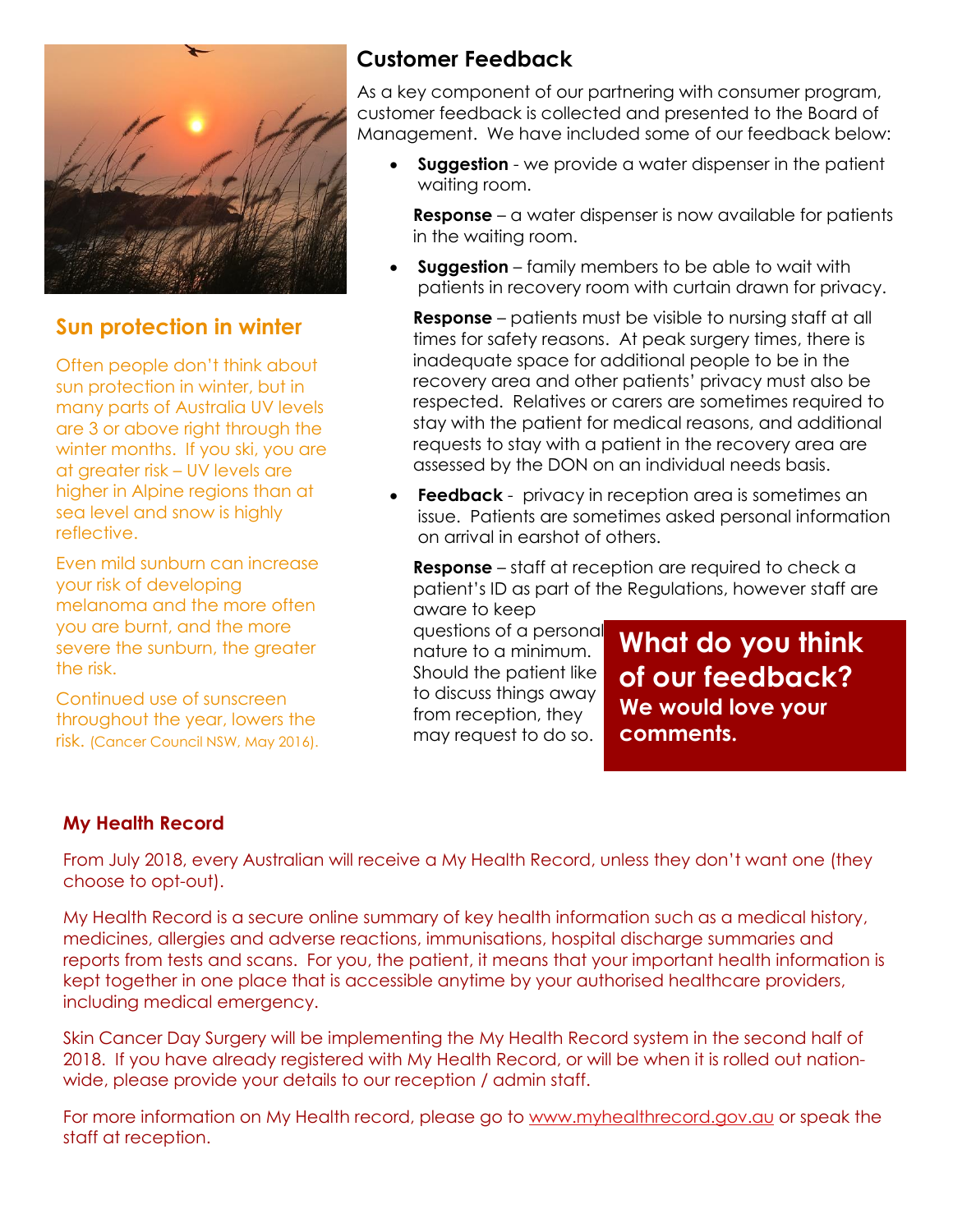## Sun protection in winter

Often people don't think about sun protection in winter, but in many parts of Australia UV levels are 3 or above right through the winter months. If you ski, you are at greater risk – UV levels are higher in Alpine regions than at sea level and snow is highly reflective.

Even mild sunburn can increase your risk of developing melanoma and the more often you are burnt, and the more severe the sunburn, the greater the risk.

Continued use of sunscreen throughout the year, lowers the risk. (Cancer Council NSW, May 2016).

## Customer Feedback

As a key component of our partnering with consumer program, customer feedback is collected and presented to the Board of Management. We have included some of our feedback below:

- **Suggestion** - we provide a water dispenser in the patient waiting room.

  **Response** – a water dispenser is now available for patients in the waiting room.

- **Suggestion** – family members to be able to wait with patients in recovery room with curtain drawn for privacy.

  **Response** – patients must be visible to nursing staff at all times for safety reasons. At peak surgery times, there is inadequate space for additional people to be in the recovery area and other patients' privacy must also be respected. Relatives or carers are sometimes required to stay with the patient for medical reasons, and additional requests to stay with a patient in the recovery area are assessed by the DON on an individual needs basis.

- **Feedback** - privacy in reception area is sometimes an issue. Patients are sometimes asked personal information on arrival in earshot of others.

  **Response** – staff at reception are required to check a patient's ID as part of the Regulations, however staff are aware to keep questions of a personal nature to a minimum. Should the patient like to discuss things away from reception, they may request to do so.

**What do you think of our feedback?**
**We would love your comments.**

### My Health Record

From July 2018, every Australian will receive a My Health Record, unless they don't want one (they choose to opt-out).

My Health Record is a secure online summary of key health information such as a medical history, medicines, allergies and adverse reactions, immunisations, hospital discharge summaries and reports from tests and scans. For you, the patient, it means that your important health information is kept together in one place that is accessible anytime by your authorised healthcare providers, including medical emergency.

Skin Cancer Day Surgery will be implementing the My Health Record system in the second half of 2018. If you have already registered with My Health Record, or will be when it is rolled out nation-wide, please provide your details to our reception / admin staff.

For more information on My Health record, please go to www.myhealthrecord.gov.au or speak the staff at reception.